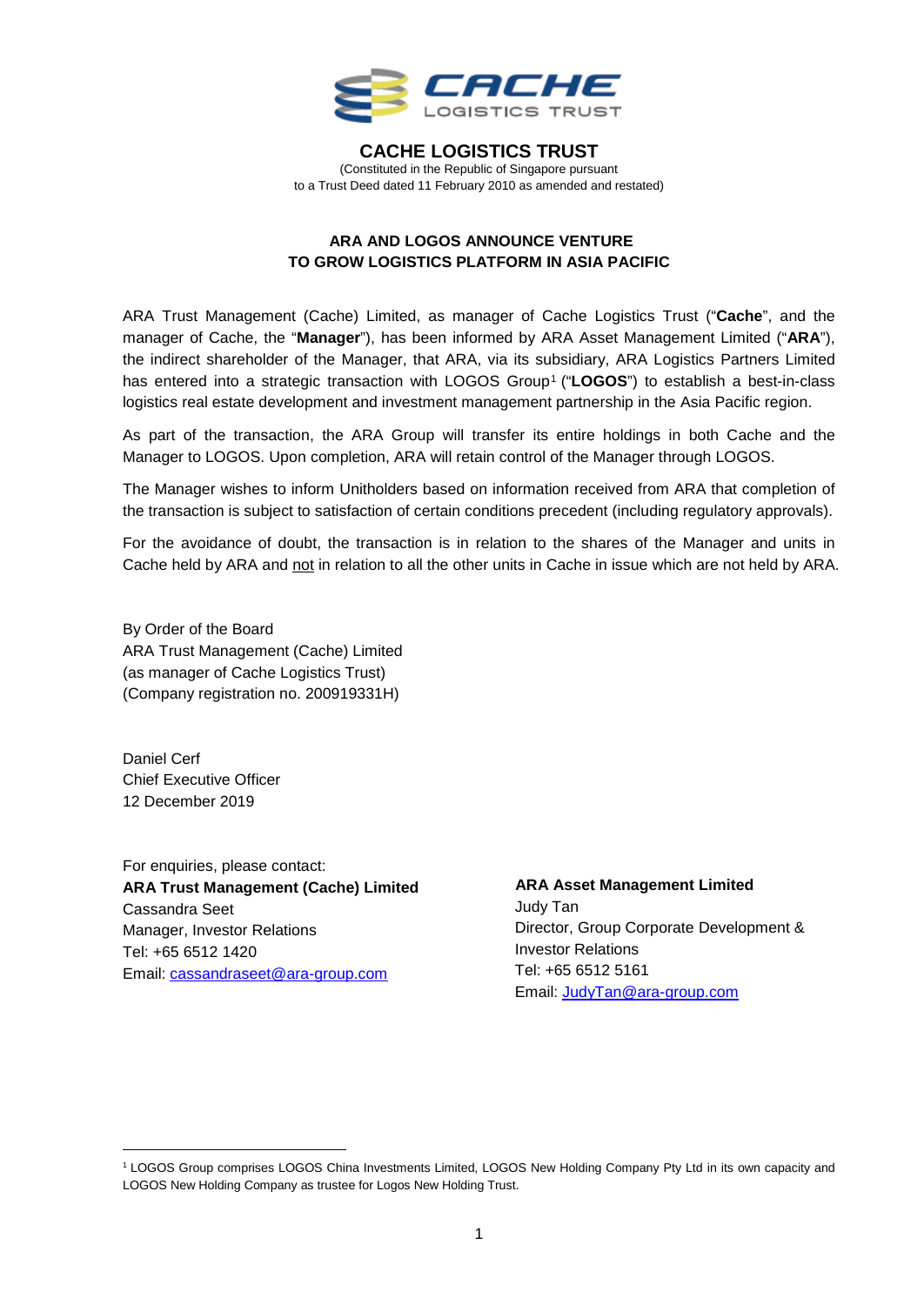# CACHE LOGISTICS TRUST

(Constituted in the Republic of Singapore pursuant to a Trust Deed dated 11 February 2010 as amended and restated)

## ARA AND LOGOS ANNOUNCE VENTURE TO GROW LOGISTICS PLATFORM IN ASIA PACIFIC

ARA Trust Management (Cache) Limited, as manager of Cache Logistics Trust ("**Cache**", and the manager of Cache, the "**Manager**"), has been informed by ARA Asset Management Limited ("**ARA**"), the indirect shareholder of the Manager, that ARA, via its subsidiary, ARA Logistics Partners Limited has entered into a strategic transaction with LOGOS Group[1] ("**LOGOS**") to establish a best-in-class logistics real estate development and investment management partnership in the Asia Pacific region.

As part of the transaction, the ARA Group will transfer its entire holdings in both Cache and the Manager to LOGOS. Upon completion, ARA will retain control of the Manager through LOGOS.

The Manager wishes to inform Unitholders based on information received from ARA that completion of the transaction is subject to satisfaction of certain conditions precedent (including regulatory approvals).

For the avoidance of doubt, the transaction is in relation to the shares of the Manager and units in Cache held by ARA and not in relation to all the other units in Cache in issue which are not held by ARA.

By Order of the Board
ARA Trust Management (Cache) Limited
(as manager of Cache Logistics Trust)
(Company registration no. 200919331H)

Daniel Cerf
Chief Executive Officer
12 December 2019

For enquiries, please contact:

**ARA Trust Management (Cache) Limited**
Cassandra Seet
Manager, Investor Relations
Tel: +65 6512 1420
Email: cassandraseet@ara-group.com

**ARA Asset Management Limited**
Judy Tan
Director, Group Corporate Development & Investor Relations
Tel: +65 6512 5161
Email: JudyTan@ara-group.com

---

[1] LOGOS Group comprises LOGOS China Investments Limited, LOGOS New Holding Company Pty Ltd in its own capacity and LOGOS New Holding Company as trustee for Logos New Holding Trust.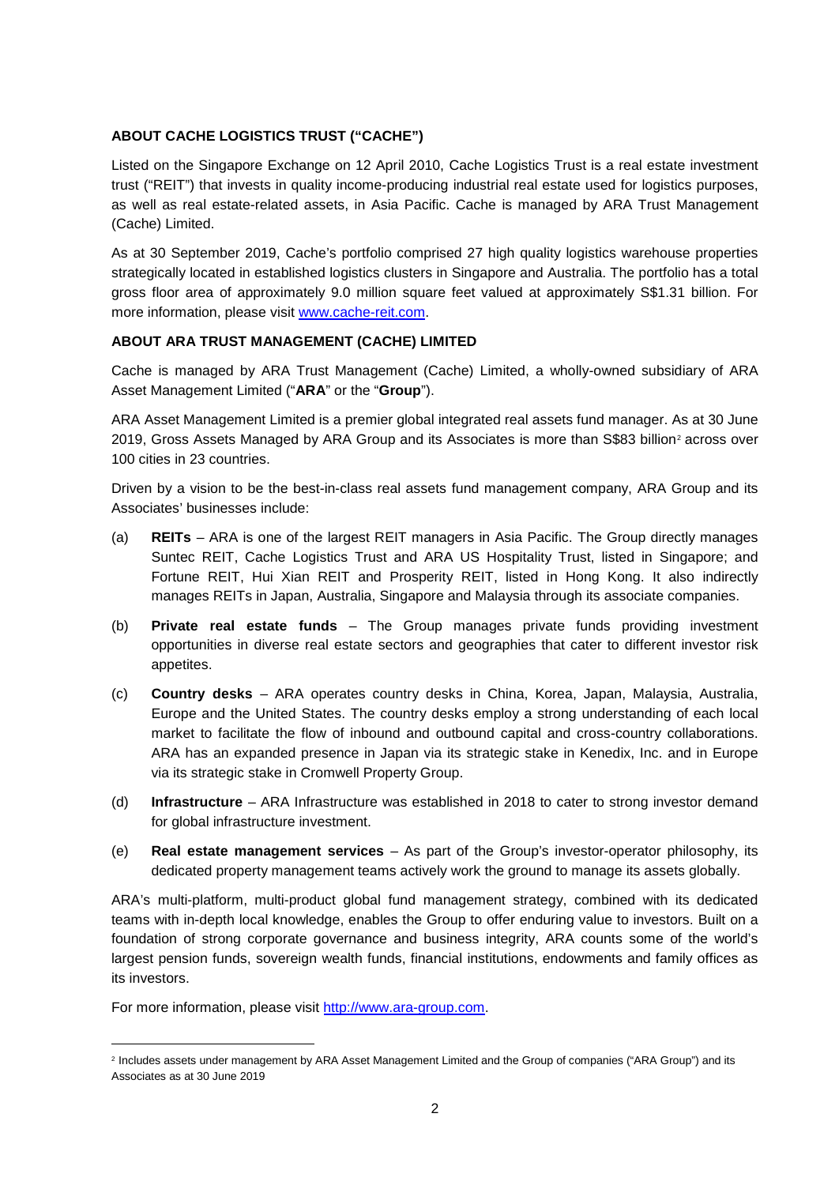**ABOUT CACHE LOGISTICS TRUST ("CACHE")**

Listed on the Singapore Exchange on 12 April 2010, Cache Logistics Trust is a real estate investment trust ("REIT") that invests in quality income-producing industrial real estate used for logistics purposes, as well as real estate-related assets, in Asia Pacific. Cache is managed by ARA Trust Management (Cache) Limited.

As at 30 September 2019, Cache's portfolio comprised 27 high quality logistics warehouse properties strategically located in established logistics clusters in Singapore and Australia. The portfolio has a total gross floor area of approximately 9.0 million square feet valued at approximately S$1.31 billion. For more information, please visit [www.cache-reit.com](http://www.cache-reit.com).

**ABOUT ARA TRUST MANAGEMENT (CACHE) LIMITED**

Cache is managed by ARA Trust Management (Cache) Limited, a wholly-owned subsidiary of ARA Asset Management Limited ("**ARA**" or the "**Group**").

ARA Asset Management Limited is a premier global integrated real assets fund manager. As at 30 June 2019, Gross Assets Managed by ARA Group and its Associates is more than S$83 billion[2] across over 100 cities in 23 countries.

Driven by a vision to be the best-in-class real assets fund management company, ARA Group and its Associates' businesses include:

(a) **REITs** – ARA is one of the largest REIT managers in Asia Pacific. The Group directly manages Suntec REIT, Cache Logistics Trust and ARA US Hospitality Trust, listed in Singapore; and Fortune REIT, Hui Xian REIT and Prosperity REIT, listed in Hong Kong. It also indirectly manages REITs in Japan, Australia, Singapore and Malaysia through its associate companies.

(b) **Private real estate funds** – The Group manages private funds providing investment opportunities in diverse real estate sectors and geographies that cater to different investor risk appetites.

(c) **Country desks** – ARA operates country desks in China, Korea, Japan, Malaysia, Australia, Europe and the United States. The country desks employ a strong understanding of each local market to facilitate the flow of inbound and outbound capital and cross-country collaborations. ARA has an expanded presence in Japan via its strategic stake in Kenedix, Inc. and in Europe via its strategic stake in Cromwell Property Group.

(d) **Infrastructure** – ARA Infrastructure was established in 2018 to cater to strong investor demand for global infrastructure investment.

(e) **Real estate management services** – As part of the Group's investor-operator philosophy, its dedicated property management teams actively work the ground to manage its assets globally.

ARA's multi-platform, multi-product global fund management strategy, combined with its dedicated teams with in-depth local knowledge, enables the Group to offer enduring value to investors. Built on a foundation of strong corporate governance and business integrity, ARA counts some of the world's largest pension funds, sovereign wealth funds, financial institutions, endowments and family offices as its investors.

For more information, please visit [http://www.ara-group.com](http://www.ara-group.com).

---

[2] Includes assets under management by ARA Asset Management Limited and the Group of companies ("ARA Group") and its Associates as at 30 June 2019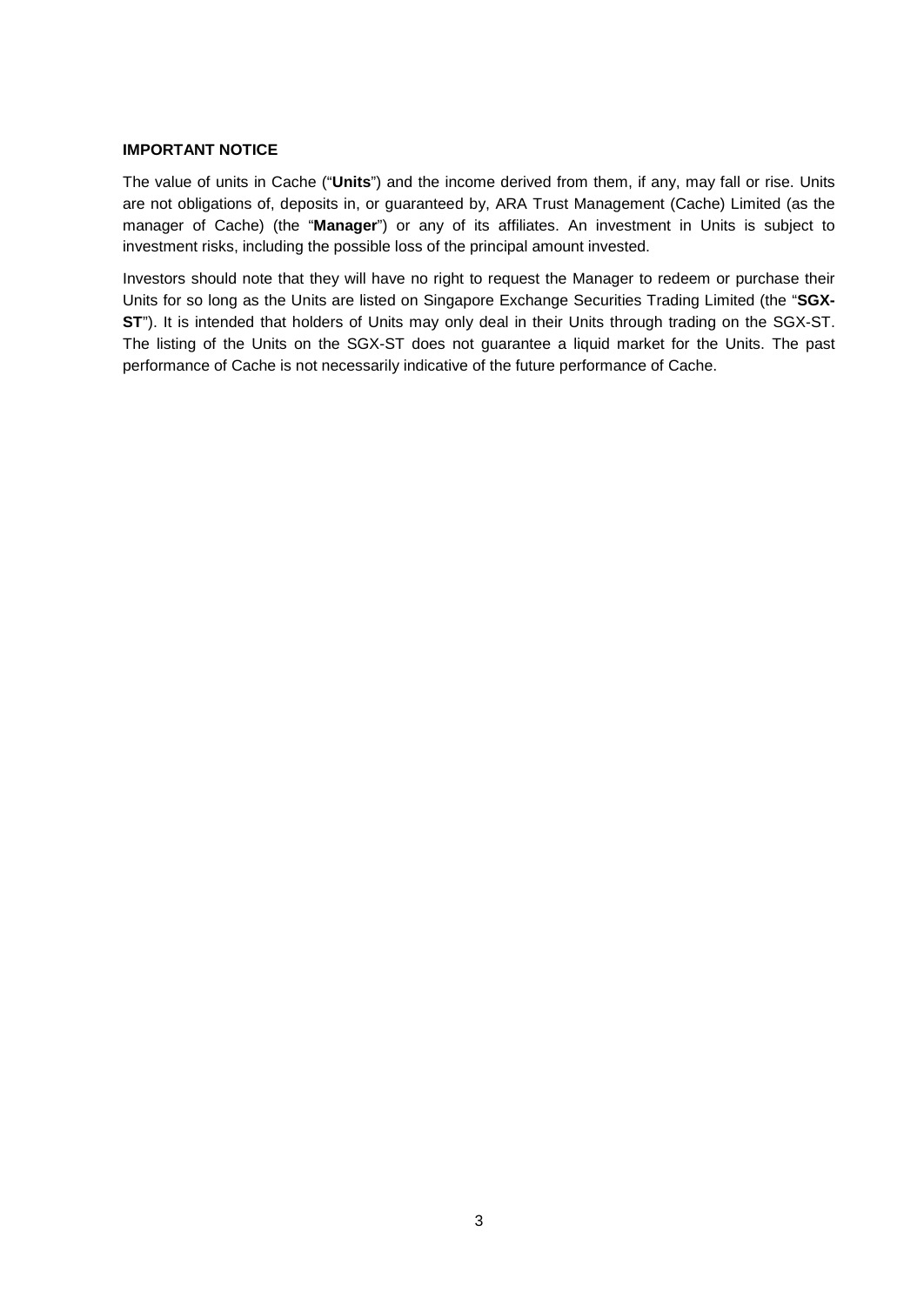**IMPORTANT NOTICE**

The value of units in Cache ("**Units**") and the income derived from them, if any, may fall or rise. Units are not obligations of, deposits in, or guaranteed by, ARA Trust Management (Cache) Limited (as the manager of Cache) (the "**Manager**") or any of its affiliates. An investment in Units is subject to investment risks, including the possible loss of the principal amount invested.

Investors should note that they will have no right to request the Manager to redeem or purchase their Units for so long as the Units are listed on Singapore Exchange Securities Trading Limited (the "**SGX-ST**"). It is intended that holders of Units may only deal in their Units through trading on the SGX-ST. The listing of the Units on the SGX-ST does not guarantee a liquid market for the Units. The past performance of Cache is not necessarily indicative of the future performance of Cache.